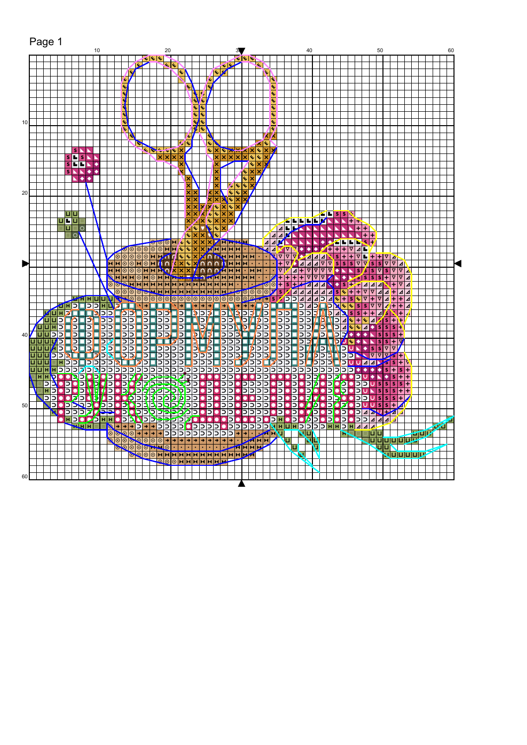Page 1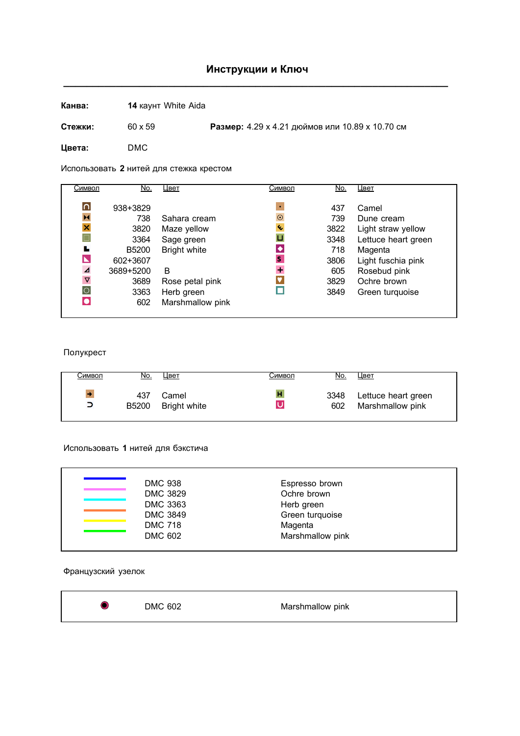## Инструкции и Ключ

**Канва:** **14** каунт White Aida

**Стежки:** 60 x 59 **Размер:** 4.29 x 4.21 дюймов или 10.89 x 10.70 см

**Цвета:** DMC

Использовать **2** нитей для стежка крестом

| Символ | No. | Цвет | Символ | No. | Цвет |
|---|---|---|---|---|---|
| ∩ | 938+3829 | | · | 437 | Camel |
| ⧓ | 738 | Sahara cream | ⊙ | 739 | Dune cream |
| ✕ | 3820 | Maze yellow | ✎ | 3822 | Light straw yellow |
| □ | 3364 | Sage green | ⊔ | 3348 | Lettuce heart green |
| ▙ | B5200 | Bright white | ◆ | 718 | Magenta |
| ◣ | 602+3607 | | S | 3806 | Light fuschia pink |
| ◿ | 3689+5200 | B | + | 605 | Rosebud pink |
| ▽ | 3689 | Rose petal pink | ♥ | 3829 | Ochre brown |
| ○ | 3363 | Herb green | □ | 3849 | Green turquoise |
| ● | 602 | Marshmallow pink | | | |

Полукрест

| Символ | No. | Цвет | Символ | No. | Цвет |
|---|---|---|---|---|---|
| ➔ | 437 | Camel | H | 3348 | Lettuce heart green |
| ⊃ | B5200 | Bright white | U | 602 | Marshmallow pink |

Использовать **1** нитей для бэкстича

| | | |
|---|---|---|
| (blue line) | DMC 938 | Espresso brown |
| (pink line) | DMC 3829 | Ochre brown |
| (cyan line) | DMC 3363 | Herb green |
| (orange line) | DMC 3849 | Green turquoise |
| (yellow line) | DMC 718 | Magenta |
| (green line) | DMC 602 | Marshmallow pink |

Французский узелок

| | | |
|---|---|---|
| ● | DMC 602 | Marshmallow pink |